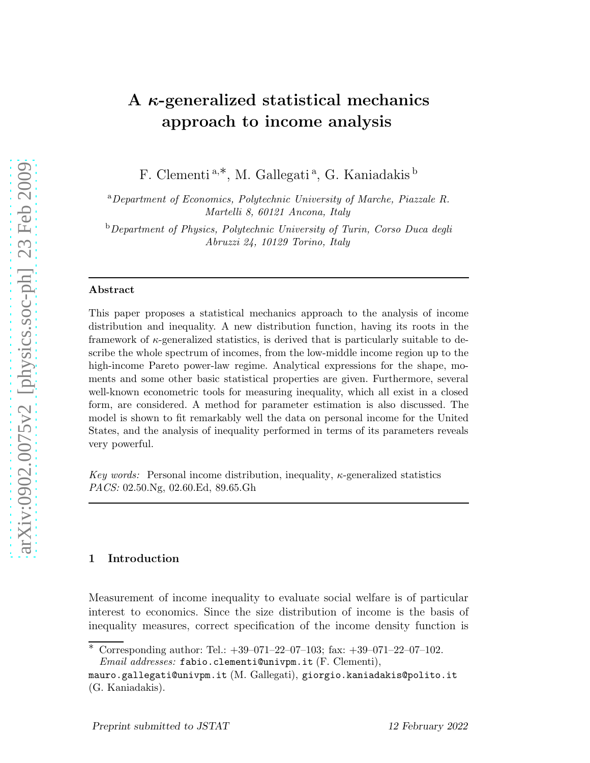# A $\kappa$-generalized statistical mechanics approach to income analysis

F. Clementi [a,*], M. Gallegati [a], G. Kaniadakis [b]

[a] *Department of Economics, Polytechnic University of Marche, Piazzale R. Martelli 8, 60121 Ancona, Italy*

[b] *Department of Physics, Polytechnic University of Turin, Corso Duca degli Abruzzi 24, 10129 Torino, Italy*

---

### Abstract

This paper proposes a statistical mechanics approach to the analysis of income distribution and inequality. A new distribution function, having its roots in the framework of $\kappa$-generalized statistics, is derived that is particularly suitable to describe the whole spectrum of incomes, from the low-middle income region up to the high-income Pareto power-law regime. Analytical expressions for the shape, moments and some other basic statistical properties are given. Furthermore, several well-known econometric tools for measuring inequality, which all exist in a closed form, are considered. A method for parameter estimation is also discussed. The model is shown to fit remarkably well the data on personal income for the United States, and the analysis of inequality performed in terms of its parameters reveals very powerful.

*Key words:* Personal income distribution, inequality, $\kappa$-generalized statistics
*PACS:* 02.50.Ng, 02.60.Ed, 89.65.Gh

---

## 1 Introduction

Measurement of income inequality to evaluate social welfare is of particular interest to economics. Since the size distribution of income is the basis of inequality measures, correct specification of the income density function is

---

[*] Corresponding author: Tel.: +39–071–22–07–103; fax: +39–071–22–07–102.
*Email addresses:* fabio.clementi@univpm.it (F. Clementi), mauro.gallegati@univpm.it (M. Gallegati), giorgio.kaniadakis@polito.it (G. Kaniadakis).

*Preprint submitted to JSTAT* 12 February 2022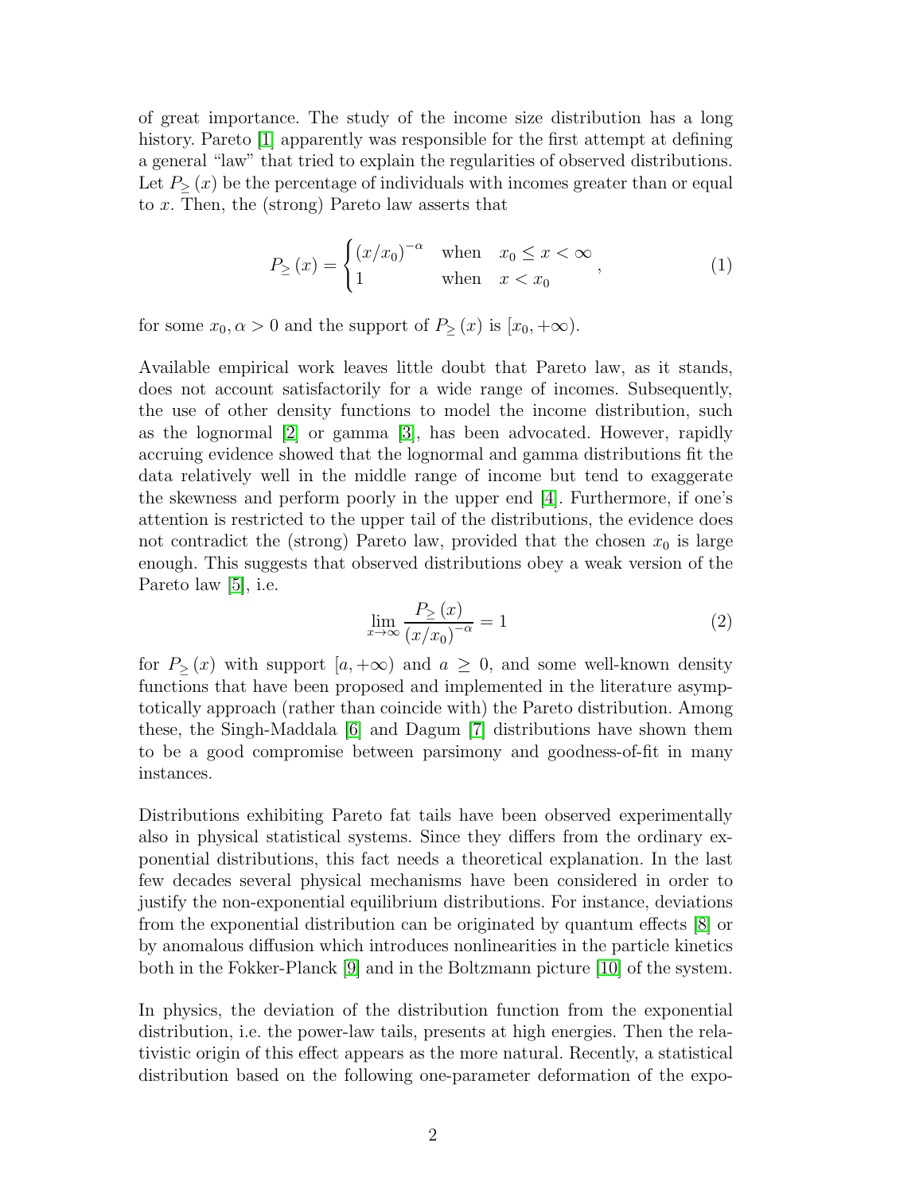of great importance. The study of the income size distribution has a long history. Pareto [1] apparently was responsible for the first attempt at defining a general "law" that tried to explain the regularities of observed distributions. Let $P_{\geq}(x)$ be the percentage of individuals with incomes greater than or equal to $x$. Then, the (strong) Pareto law asserts that

$$P_{\geq}(x) = \begin{cases} (x/x_0)^{-\alpha} & \text{when} \quad x_0 \leq x < \infty \\ 1 & \text{when} \quad x < x_0 \end{cases}, \tag{1}$$

for some $x_0, \alpha > 0$ and the support of $P_{\geq}(x)$ is $[x_0, +\infty)$.

Available empirical work leaves little doubt that Pareto law, as it stands, does not account satisfactorily for a wide range of incomes. Subsequently, the use of other density functions to model the income distribution, such as the lognormal [2] or gamma [3], has been advocated. However, rapidly accruing evidence showed that the lognormal and gamma distributions fit the data relatively well in the middle range of income but tend to exaggerate the skewness and perform poorly in the upper end [4]. Furthermore, if one's attention is restricted to the upper tail of the distributions, the evidence does not contradict the (strong) Pareto law, provided that the chosen $x_0$ is large enough. This suggests that observed distributions obey a weak version of the Pareto law [5], i.e.

$$\lim_{x \to \infty} \frac{P_{\geq}(x)}{(x/x_0)^{-\alpha}} = 1 \tag{2}$$

for $P_{\geq}(x)$ with support $[a, +\infty)$ and $a \geq 0$, and some well-known density functions that have been proposed and implemented in the literature asymptotically approach (rather than coincide with) the Pareto distribution. Among these, the Singh-Maddala [6] and Dagum [7] distributions have shown them to be a good compromise between parsimony and goodness-of-fit in many instances.

Distributions exhibiting Pareto fat tails have been observed experimentally also in physical statistical systems. Since they differs from the ordinary exponential distributions, this fact needs a theoretical explanation. In the last few decades several physical mechanisms have been considered in order to justify the non-exponential equilibrium distributions. For instance, deviations from the exponential distribution can be originated by quantum effects [8] or by anomalous diffusion which introduces nonlinearities in the particle kinetics both in the Fokker-Planck [9] and in the Boltzmann picture [10] of the system.

In physics, the deviation of the distribution function from the exponential distribution, i.e. the power-law tails, presents at high energies. Then the relativistic origin of this effect appears as the more natural. Recently, a statistical distribution based on the following one-parameter deformation of the expo-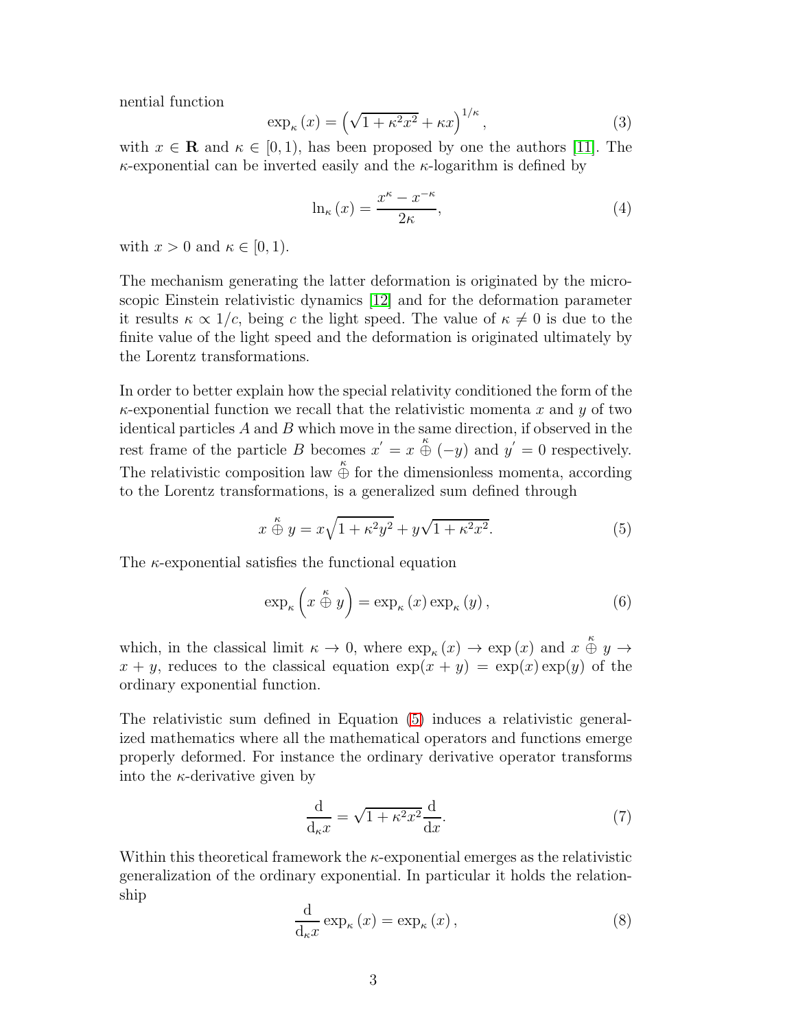nential function

$$\exp_{\kappa}(x) = \left(\sqrt{1+\kappa^2 x^2} + \kappa x\right)^{1/\kappa}, \tag{3}$$

with $x \in \mathbf{R}$ and $\kappa \in [0, 1)$, has been proposed by one the authors [11]. The $\kappa$-exponential can be inverted easily and the $\kappa$-logarithm is defined by

$$\ln_{\kappa}(x) = \frac{x^{\kappa} - x^{-\kappa}}{2\kappa}, \tag{4}$$

with $x > 0$ and $\kappa \in [0, 1)$.

The mechanism generating the latter deformation is originated by the microscopic Einstein relativistic dynamics [12] and for the deformation parameter it results $\kappa \propto 1/c$, being $c$ the light speed. The value of $\kappa \neq 0$ is due to the finite value of the light speed and the deformation is originated ultimately by the Lorentz transformations.

In order to better explain how the special relativity conditioned the form of the $\kappa$-exponential function we recall that the relativistic momenta $x$ and $y$ of two identical particles $A$ and $B$ which move in the same direction, if observed in the rest frame of the particle $B$ becomes $x' = x \overset{\kappa}{\oplus} (-y)$ and $y' = 0$ respectively. The relativistic composition law $\overset{\kappa}{\oplus}$ for the dimensionless momenta, according to the Lorentz transformations, is a generalized sum defined through

$$x \overset{\kappa}{\oplus} y = x\sqrt{1+\kappa^2 y^2} + y\sqrt{1+\kappa^2 x^2}. \tag{5}$$

The $\kappa$-exponential satisfies the functional equation

$$\exp_{\kappa}\left(x \overset{\kappa}{\oplus} y\right) = \exp_{\kappa}(x)\exp_{\kappa}(y), \tag{6}$$

which, in the classical limit $\kappa \to 0$, where $\exp_{\kappa}(x) \to \exp(x)$ and $x \overset{\kappa}{\oplus} y \to x + y$, reduces to the classical equation $\exp(x+y) = \exp(x)\exp(y)$ of the ordinary exponential function.

The relativistic sum defined in Equation (5) induces a relativistic generalized mathematics where all the mathematical operators and functions emerge properly deformed. For instance the ordinary derivative operator transforms into the $\kappa$-derivative given by

$$\frac{\mathrm{d}}{\mathrm{d}_{\kappa}x} = \sqrt{1+\kappa^2 x^2}\frac{\mathrm{d}}{\mathrm{d}x}. \tag{7}$$

Within this theoretical framework the $\kappa$-exponential emerges as the relativistic generalization of the ordinary exponential. In particular it holds the relationship

$$\frac{\mathrm{d}}{\mathrm{d}_{\kappa}x}\exp_{\kappa}(x) = \exp_{\kappa}(x), \tag{8}$$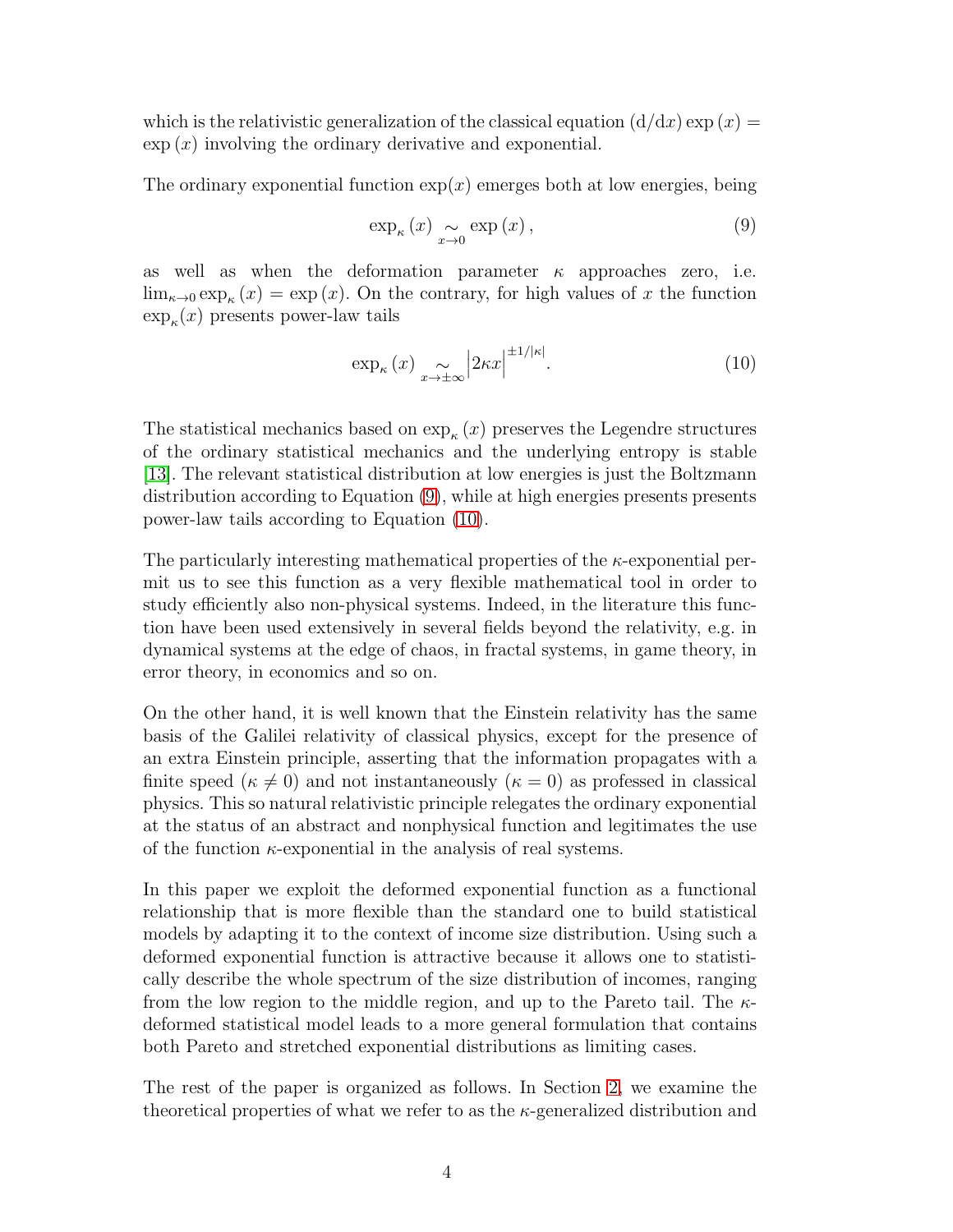which is the relativistic generalization of the classical equation $(\mathrm{d}/\mathrm{d}x)\exp(x) = \exp(x)$ involving the ordinary derivative and exponential.

The ordinary exponential function $\exp(x)$ emerges both at low energies, being

$$\exp_{\kappa}(x) \underset{x\to 0}{\sim} \exp(x), \tag{9}$$

as well as when the deformation parameter $\kappa$ approaches zero, i.e. $\lim_{\kappa\to 0}\exp_{\kappa}(x) = \exp(x)$. On the contrary, for high values of $x$ the function $\exp_{\kappa}(x)$ presents power-law tails

$$\exp_{\kappa}(x) \underset{x\to\pm\infty}{\sim} \left|2\kappa x\right|^{\pm 1/|\kappa|}. \tag{10}$$

The statistical mechanics based on $\exp_{\kappa}(x)$ preserves the Legendre structures of the ordinary statistical mechanics and the underlying entropy is stable [13]. The relevant statistical distribution at low energies is just the Boltzmann distribution according to Equation (9), while at high energies presents presents power-law tails according to Equation (10).

The particularly interesting mathematical properties of the $\kappa$-exponential permit us to see this function as a very flexible mathematical tool in order to study efficiently also non-physical systems. Indeed, in the literature this function have been used extensively in several fields beyond the relativity, e.g. in dynamical systems at the edge of chaos, in fractal systems, in game theory, in error theory, in economics and so on.

On the other hand, it is well known that the Einstein relativity has the same basis of the Galilei relativity of classical physics, except for the presence of an extra Einstein principle, asserting that the information propagates with a finite speed ($\kappa \neq 0$) and not instantaneously ($\kappa = 0$) as professed in classical physics. This so natural relativistic principle relegates the ordinary exponential at the status of an abstract and nonphysical function and legitimates the use of the function $\kappa$-exponential in the analysis of real systems.

In this paper we exploit the deformed exponential function as a functional relationship that is more flexible than the standard one to build statistical models by adapting it to the context of income size distribution. Using such a deformed exponential function is attractive because it allows one to statistically describe the whole spectrum of the size distribution of incomes, ranging from the low region to the middle region, and up to the Pareto tail. The $\kappa$-deformed statistical model leads to a more general formulation that contains both Pareto and stretched exponential distributions as limiting cases.

The rest of the paper is organized as follows. In Section 2, we examine the theoretical properties of what we refer to as the $\kappa$-generalized distribution and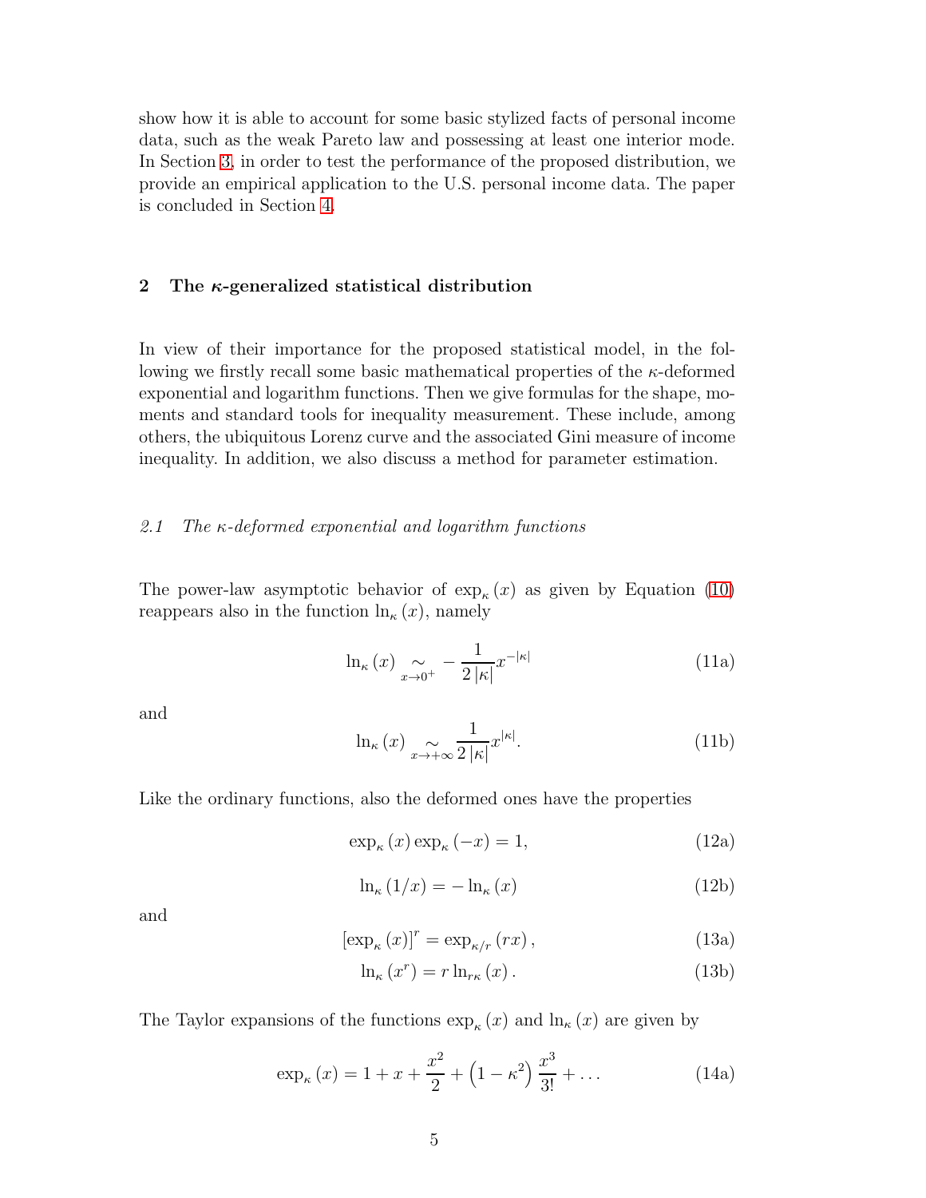show how it is able to account for some basic stylized facts of personal income data, such as the weak Pareto law and possessing at least one interior mode. In Section 3, in order to test the performance of the proposed distribution, we provide an empirical application to the U.S. personal income data. The paper is concluded in Section 4.

## 2 The $\kappa$-generalized statistical distribution

In view of their importance for the proposed statistical model, in the following we firstly recall some basic mathematical properties of the $\kappa$-deformed exponential and logarithm functions. Then we give formulas for the shape, moments and standard tools for inequality measurement. These include, among others, the ubiquitous Lorenz curve and the associated Gini measure of income inequality. In addition, we also discuss a method for parameter estimation.

### *2.1 The $\kappa$-deformed exponential and logarithm functions*

The power-law asymptotic behavior of $\exp_{\kappa}(x)$ as given by Equation (10) reappears also in the function $\ln_{\kappa}(x)$, namely

$$\ln_{\kappa}(x) \underset{x\to 0^{+}}{\sim} -\frac{1}{2|\kappa|}x^{-|\kappa|} \tag{11a}$$

and

$$\ln_{\kappa}(x) \underset{x\to +\infty}{\sim} \frac{1}{2|\kappa|}x^{|\kappa|}. \tag{11b}$$

Like the ordinary functions, also the deformed ones have the properties

$$\exp_{\kappa}(x)\exp_{\kappa}(-x) = 1, \tag{12a}$$

$$\ln_{\kappa}(1/x) = -\ln_{\kappa}(x) \tag{12b}$$

and

$$[\exp_{\kappa}(x)]^{r} = \exp_{\kappa/r}(rx), \tag{13a}$$

$$\ln_{\kappa}(x^{r}) = r\ln_{r\kappa}(x). \tag{13b}$$

The Taylor expansions of the functions $\exp_{\kappa}(x)$ and $\ln_{\kappa}(x)$ are given by

$$\exp_{\kappa}(x) = 1 + x + \frac{x^{2}}{2} + \left(1-\kappa^{2}\right)\frac{x^{3}}{3!} + \dots \tag{14a}$$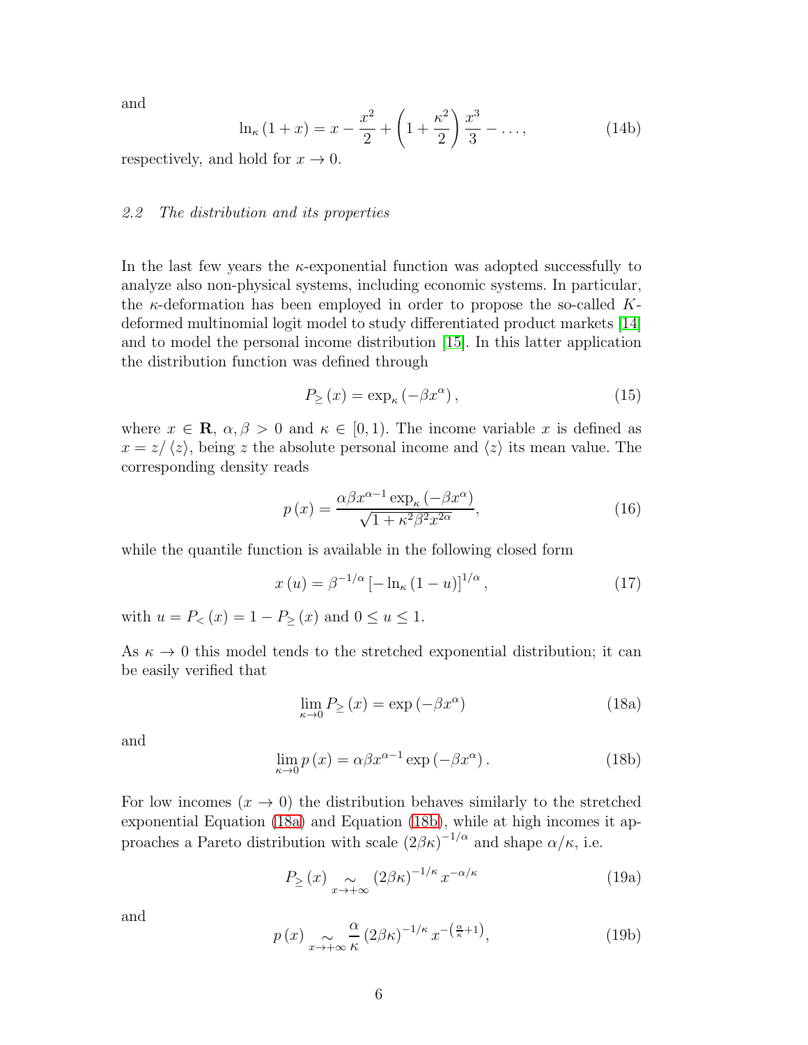and

$$\ln_\kappa (1+x) = x - \frac{x^2}{2} + \left(1 + \frac{\kappa^2}{2}\right)\frac{x^3}{3} - \ldots, \tag{14b}$$

respectively, and hold for $x \to 0$.

### *2.2 The distribution and its properties*

In the last few years the $\kappa$-exponential function was adopted successfully to analyze also non-physical systems, including economic systems. In particular, the $\kappa$-deformation has been employed in order to propose the so-called $K$-deformed multinomial logit model to study differentiated product markets [14] and to model the personal income distribution [15]. In this latter application the distribution function was defined through

$$P_\geq (x) = \exp_\kappa (-\beta x^\alpha), \tag{15}$$

where $x \in \mathbf{R}$, $\alpha, \beta > 0$ and $\kappa \in [0, 1)$. The income variable $x$ is defined as $x = z/\langle z \rangle$, being $z$ the absolute personal income and $\langle z \rangle$ its mean value. The corresponding density reads

$$p(x) = \frac{\alpha \beta x^{\alpha-1} \exp_\kappa (-\beta x^\alpha)}{\sqrt{1 + \kappa^2 \beta^2 x^{2\alpha}}}, \tag{16}$$

while the quantile function is available in the following closed form

$$x(u) = \beta^{-1/\alpha} \left[-\ln_\kappa (1-u)\right]^{1/\alpha}, \tag{17}$$

with $u = P_< (x) = 1 - P_\geq (x)$ and $0 \leq u \leq 1$.

As $\kappa \to 0$ this model tends to the stretched exponential distribution; it can be easily verified that

$$\lim_{\kappa \to 0} P_\geq (x) = \exp(-\beta x^\alpha) \tag{18a}$$

and

$$\lim_{\kappa \to 0} p(x) = \alpha \beta x^{\alpha-1} \exp(-\beta x^\alpha). \tag{18b}$$

For low incomes ($x \to 0$) the distribution behaves similarly to the stretched exponential Equation (18a) and Equation (18b), while at high incomes it approaches a Pareto distribution with scale $(2\beta\kappa)^{-1/\alpha}$ and shape $\alpha/\kappa$, i.e.

$$P_\geq (x) \underset{x \to +\infty}{\sim} (2\beta\kappa)^{-1/\kappa} x^{-\alpha/\kappa} \tag{19a}$$

and

$$p(x) \underset{x \to +\infty}{\sim} \frac{\alpha}{\kappa} (2\beta\kappa)^{-1/\kappa} x^{-\left(\frac{\alpha}{\kappa}+1\right)}, \tag{19b}$$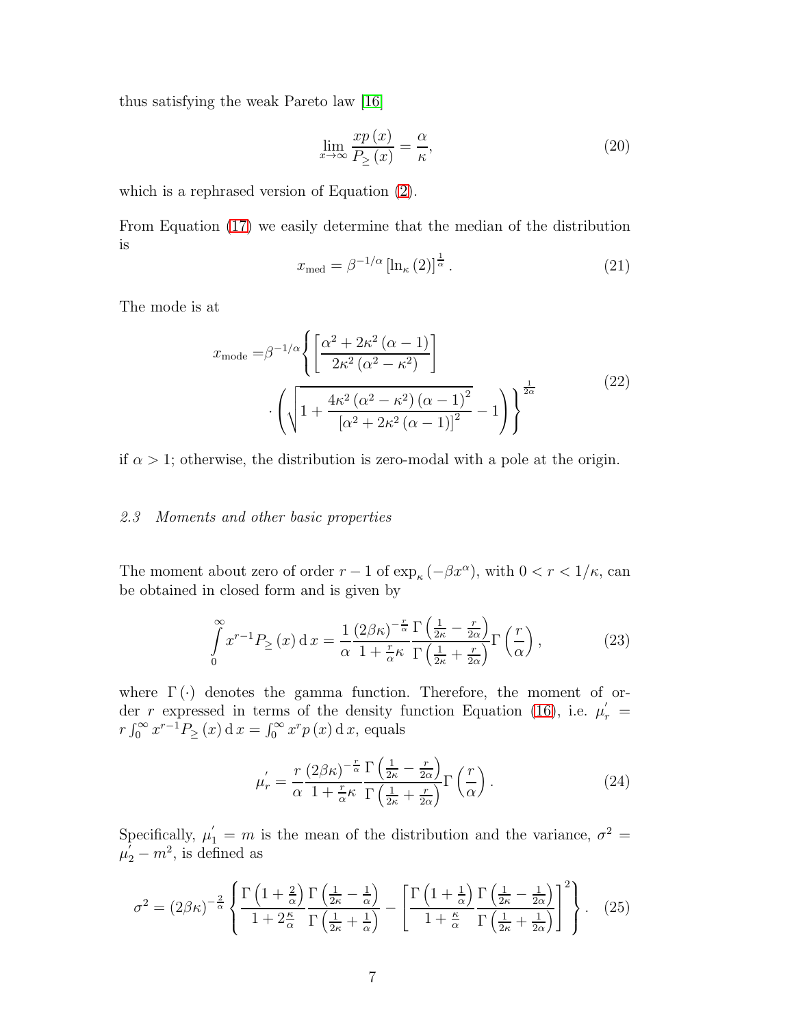thus satisfying the weak Pareto law [16]

$$\lim_{x\to\infty} \frac{xp(x)}{P_{\geq}(x)} = \frac{\alpha}{\kappa}, \tag{20}$$

which is a rephrased version of Equation (2).

From Equation (17) we easily determine that the median of the distribution is

$$x_{\text{med}} = \beta^{-1/\alpha} \left[\ln_{\kappa}(2)\right]^{\frac{1}{\alpha}}. \tag{21}$$

The mode is at

$$\begin{aligned} x_{\text{mode}} =& \beta^{-1/\alpha} \Bigg\{ \left[ \frac{\alpha^2 + 2\kappa^2(\alpha - 1)}{2\kappa^2(\alpha^2 - \kappa^2)} \right] \\ & \cdot \left( \sqrt{1 + \frac{4\kappa^2(\alpha^2 - \kappa^2)(\alpha - 1)^2}{\left[\alpha^2 + 2\kappa^2(\alpha - 1)\right]^2}} - 1 \right) \Bigg\}^{\frac{1}{2\alpha}} \end{aligned} \tag{22}$$

if $\alpha > 1$; otherwise, the distribution is zero-modal with a pole at the origin.

### *2.3 Moments and other basic properties*

The moment about zero of order $r-1$ of $\exp_{\kappa}(-\beta x^{\alpha})$, with $0 < r < 1/\kappa$, can be obtained in closed form and is given by

$$\int_0^{\infty} x^{r-1} P_{\geq}(x)\, \mathrm{d}\, x = \frac{1}{\alpha} \frac{(2\beta\kappa)^{-\frac{r}{\alpha}}}{1 + \frac{r}{\alpha}\kappa} \frac{\Gamma\left(\frac{1}{2\kappa} - \frac{r}{2\alpha}\right)}{\Gamma\left(\frac{1}{2\kappa} + \frac{r}{2\alpha}\right)} \Gamma\left(\frac{r}{\alpha}\right), \tag{23}$$

where $\Gamma(\cdot)$ denotes the gamma function. Therefore, the moment of order $r$ expressed in terms of the density function Equation (16), i.e. $\mu_r^{'} = r\int_0^{\infty} x^{r-1} P_{\geq}(x)\, \mathrm{d}\, x = \int_0^{\infty} x^r p(x)\, \mathrm{d}\, x$, equals

$$\mu_r^{'} = \frac{r}{\alpha} \frac{(2\beta\kappa)^{-\frac{r}{\alpha}}}{1 + \frac{r}{\alpha}\kappa} \frac{\Gamma\left(\frac{1}{2\kappa} - \frac{r}{2\alpha}\right)}{\Gamma\left(\frac{1}{2\kappa} + \frac{r}{2\alpha}\right)} \Gamma\left(\frac{r}{\alpha}\right). \tag{24}$$

Specifically, $\mu_1^{'} = m$ is the mean of the distribution and the variance, $\sigma^2 = \mu_2^{'} - m^2$, is defined as

$$\sigma^2 = (2\beta\kappa)^{-\frac{2}{\alpha}} \left\{ \frac{\Gamma\left(1 + \frac{2}{\alpha}\right)}{1 + 2\frac{\kappa}{\alpha}} \frac{\Gamma\left(\frac{1}{2\kappa} - \frac{1}{\alpha}\right)}{\Gamma\left(\frac{1}{2\kappa} + \frac{1}{\alpha}\right)} - \left[ \frac{\Gamma\left(1 + \frac{1}{\alpha}\right)}{1 + \frac{\kappa}{\alpha}} \frac{\Gamma\left(\frac{1}{2\kappa} - \frac{1}{2\alpha}\right)}{\Gamma\left(\frac{1}{2\kappa} + \frac{1}{2\alpha}\right)} \right]^2 \right\}. \tag{25}$$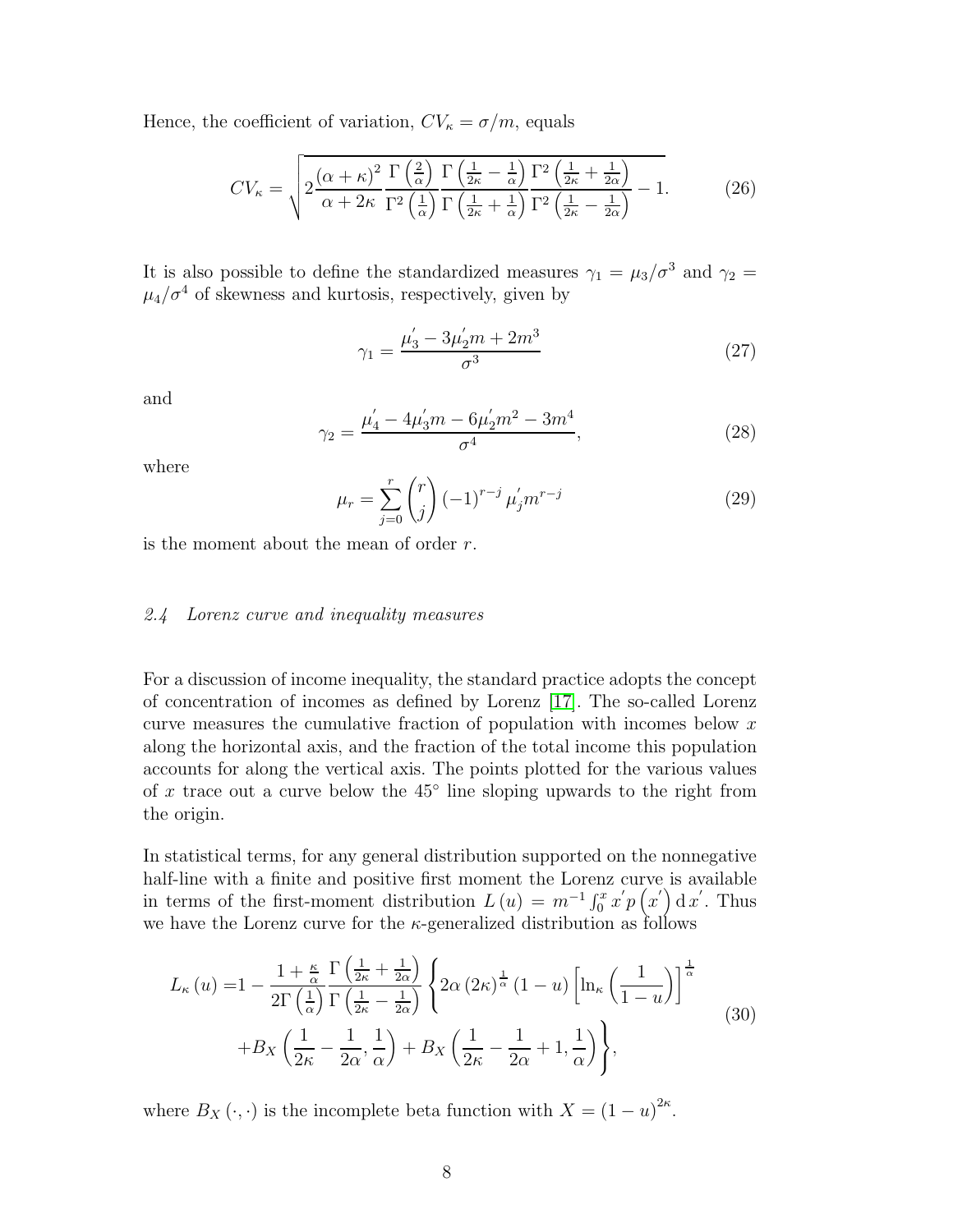Hence, the coefficient of variation, $CV_\kappa = \sigma/m$, equals

$$CV_\kappa = \sqrt{2\frac{(\alpha+\kappa)^2}{\alpha+2\kappa}\frac{\Gamma\left(\frac{2}{\alpha}\right)}{\Gamma^2\left(\frac{1}{\alpha}\right)}\frac{\Gamma\left(\frac{1}{2\kappa}-\frac{1}{\alpha}\right)}{\Gamma\left(\frac{1}{2\kappa}+\frac{1}{\alpha}\right)}\frac{\Gamma^2\left(\frac{1}{2\kappa}+\frac{1}{2\alpha}\right)}{\Gamma^2\left(\frac{1}{2\kappa}-\frac{1}{2\alpha}\right)}-1}. \tag{26}$$

It is also possible to define the standardized measures $\gamma_1 = \mu_3/\sigma^3$ and $\gamma_2 = \mu_4/\sigma^4$ of skewness and kurtosis, respectively, given by

$$\gamma_1 = \frac{\mu_3^{'} - 3\mu_2^{'}m + 2m^3}{\sigma^3} \tag{27}$$

and

$$\gamma_2 = \frac{\mu_4^{'} - 4\mu_3^{'}m - 6\mu_2^{'}m^2 - 3m^4}{\sigma^4}, \tag{28}$$

where

$$\mu_r = \sum_{j=0}^{r}\binom{r}{j}(-1)^{r-j}\mu_j^{'}m^{r-j} \tag{29}$$

is the moment about the mean of order $r$.

### *2.4 Lorenz curve and inequality measures*

For a discussion of income inequality, the standard practice adopts the concept of concentration of incomes as defined by Lorenz [17]. The so-called Lorenz curve measures the cumulative fraction of population with incomes below $x$ along the horizontal axis, and the fraction of the total income this population accounts for along the vertical axis. The points plotted for the various values of $x$ trace out a curve below the $45^\circ$ line sloping upwards to the right from the origin.

In statistical terms, for any general distribution supported on the nonnegative half-line with a finite and positive first moment the Lorenz curve is available in terms of the first-moment distribution $L(u) = m^{-1}\int_0^x x^{'}p\left(x^{'}\right)\mathrm{d}\,x^{'}$. Thus we have the Lorenz curve for the $\kappa$-generalized distribution as follows

$$\begin{aligned} L_\kappa(u) =& 1 - \frac{1+\frac{\kappa}{\alpha}}{2\Gamma\left(\frac{1}{\alpha}\right)}\frac{\Gamma\left(\frac{1}{2\kappa}+\frac{1}{2\alpha}\right)}{\Gamma\left(\frac{1}{2\kappa}-\frac{1}{2\alpha}\right)}\left\{2\alpha(2\kappa)^{\frac{1}{\alpha}}(1-u)\left[\ln_\kappa\left(\frac{1}{1-u}\right)\right]^{\frac{1}{\alpha}}\right. \\ & \left. + B_X\left(\frac{1}{2\kappa}-\frac{1}{2\alpha},\frac{1}{\alpha}\right) + B_X\left(\frac{1}{2\kappa}-\frac{1}{2\alpha}+1,\frac{1}{\alpha}\right)\right\}, \end{aligned} \tag{30}$$

where $B_X(\cdot,\cdot)$ is the incomplete beta function with $X = (1-u)^{2\kappa}$.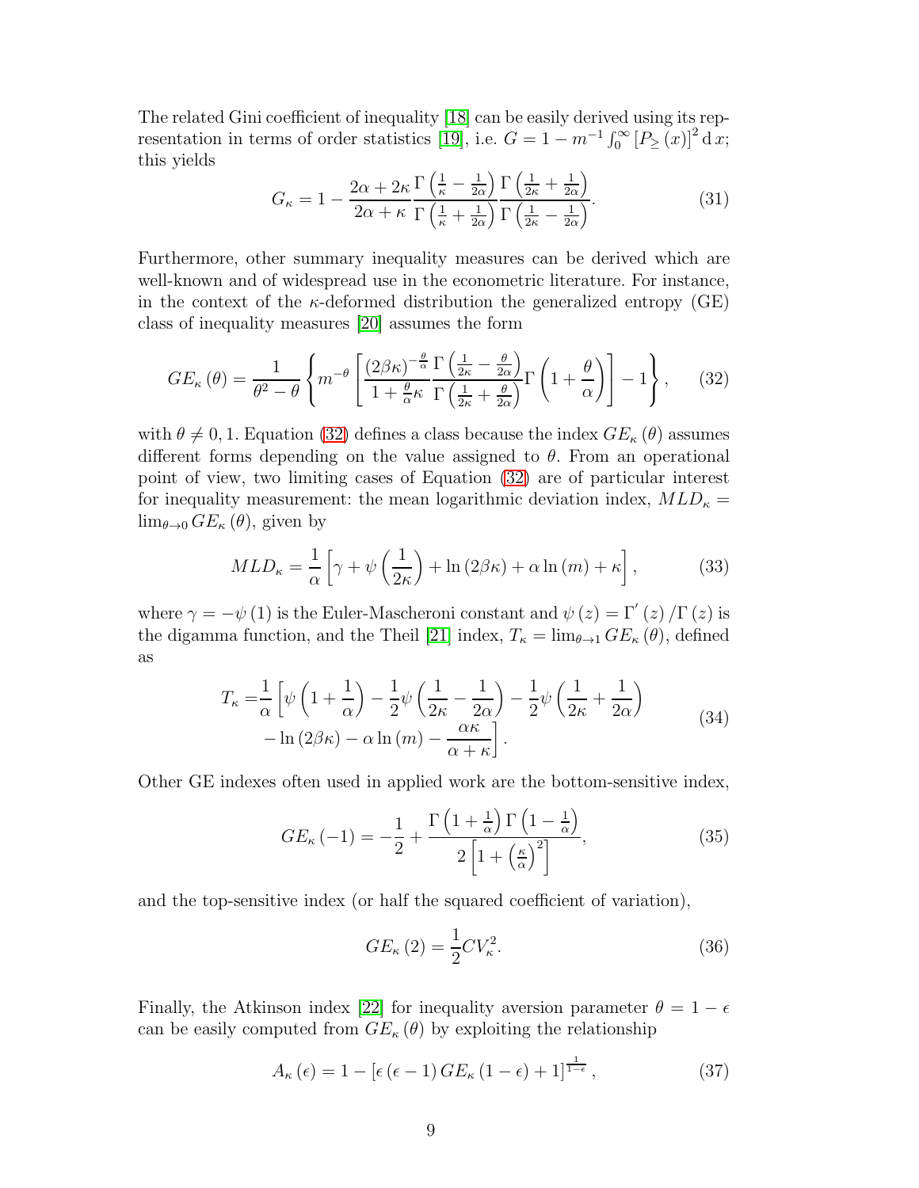The related Gini coefficient of inequality [18] can be easily derived using its representation in terms of order statistics [19], i.e. $G = 1 - m^{-1} \int_0^\infty \left[P_\geq (x)\right]^2 \mathrm{d}\, x$; this yields

$$G_\kappa = 1 - \frac{2\alpha + 2\kappa}{2\alpha + \kappa} \frac{\Gamma\left(\frac{1}{\kappa} - \frac{1}{2\alpha}\right)}{\Gamma\left(\frac{1}{\kappa} + \frac{1}{2\alpha}\right)} \frac{\Gamma\left(\frac{1}{2\kappa} + \frac{1}{2\alpha}\right)}{\Gamma\left(\frac{1}{2\kappa} - \frac{1}{2\alpha}\right)}. \tag{31}$$

Furthermore, other summary inequality measures can be derived which are well-known and of widespread use in the econometric literature. For instance, in the context of the $\kappa$-deformed distribution the generalized entropy (GE) class of inequality measures [20] assumes the form

$$GE_\kappa(\theta) = \frac{1}{\theta^2 - \theta} \left\{ m^{-\theta} \left[ \frac{(2\beta\kappa)^{-\frac{\theta}{\alpha}}}{1 + \frac{\theta}{\alpha}\kappa} \frac{\Gamma\left(\frac{1}{2\kappa} - \frac{\theta}{2\alpha}\right)}{\Gamma\left(\frac{1}{2\kappa} + \frac{\theta}{2\alpha}\right)} \Gamma\left(1 + \frac{\theta}{\alpha}\right) \right] - 1 \right\}, \tag{32}$$

with $\theta \neq 0, 1$. Equation (32) defines a class because the index $GE_\kappa(\theta)$ assumes different forms depending on the value assigned to $\theta$. From an operational point of view, two limiting cases of Equation (32) are of particular interest for inequality measurement: the mean logarithmic deviation index, $MLD_\kappa = \lim_{\theta \to 0} GE_\kappa(\theta)$, given by

$$MLD_\kappa = \frac{1}{\alpha} \left[ \gamma + \psi\left(\frac{1}{2\kappa}\right) + \ln(2\beta\kappa) + \alpha \ln(m) + \kappa \right], \tag{33}$$

where $\gamma = -\psi(1)$ is the Euler-Mascheroni constant and $\psi(z) = \Gamma'(z)/\Gamma(z)$ is the digamma function, and the Theil [21] index, $T_\kappa = \lim_{\theta \to 1} GE_\kappa(\theta)$, defined as

$$\begin{aligned} T_\kappa = &\frac{1}{\alpha} \left[ \psi\left(1 + \frac{1}{\alpha}\right) - \frac{1}{2}\psi\left(\frac{1}{2\kappa} - \frac{1}{2\alpha}\right) - \frac{1}{2}\psi\left(\frac{1}{2\kappa} + \frac{1}{2\alpha}\right) \right. \\ &\left. - \ln(2\beta\kappa) - \alpha \ln(m) - \frac{\alpha\kappa}{\alpha + \kappa} \right]. \end{aligned} \tag{34}$$

Other GE indexes often used in applied work are the bottom-sensitive index,

$$GE_\kappa(-1) = -\frac{1}{2} + \frac{\Gamma\left(1 + \frac{1}{\alpha}\right)\Gamma\left(1 - \frac{1}{\alpha}\right)}{2\left[1 + \left(\frac{\kappa}{\alpha}\right)^2\right]}, \tag{35}$$

and the top-sensitive index (or half the squared coefficient of variation),

$$GE_\kappa(2) = \frac{1}{2} CV_\kappa^2. \tag{36}$$

Finally, the Atkinson index [22] for inequality aversion parameter $\theta = 1 - \epsilon$ can be easily computed from $GE_\kappa(\theta)$ by exploiting the relationship

$$A_\kappa(\epsilon) = 1 - \left[\epsilon(\epsilon - 1) GE_\kappa(1 - \epsilon) + 1\right]^{\frac{1}{1-\epsilon}}, \tag{37}$$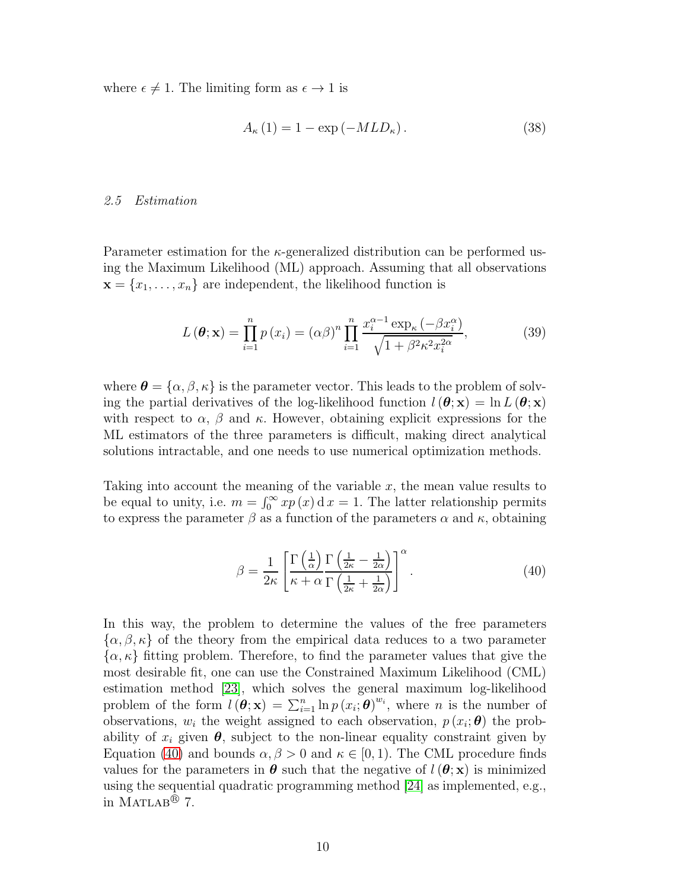where $\epsilon \neq 1$. The limiting form as $\epsilon \to 1$ is

$$A_{\kappa}(1) = 1 - \exp(-MLD_{\kappa}). \tag{38}$$

### *2.5 Estimation*

Parameter estimation for the $\kappa$-generalized distribution can be performed using the Maximum Likelihood (ML) approach. Assuming that all observations $\mathbf{x} = \{x_1, \ldots, x_n\}$ are independent, the likelihood function is

$$L(\boldsymbol{\theta}; \mathbf{x}) = \prod_{i=1}^{n} p(x_i) = (\alpha\beta)^n \prod_{i=1}^{n} \frac{x_i^{\alpha-1} \exp_{\kappa}(-\beta x_i^{\alpha})}{\sqrt{1 + \beta^2 \kappa^2 x_i^{2\alpha}}}, \tag{39}$$

where $\boldsymbol{\theta} = \{\alpha, \beta, \kappa\}$ is the parameter vector. This leads to the problem of solving the partial derivatives of the log-likelihood function $l(\boldsymbol{\theta}; \mathbf{x}) = \ln L(\boldsymbol{\theta}; \mathbf{x})$ with respect to $\alpha$, $\beta$ and $\kappa$. However, obtaining explicit expressions for the ML estimators of the three parameters is difficult, making direct analytical solutions intractable, and one needs to use numerical optimization methods.

Taking into account the meaning of the variable $x$, the mean value results to be equal to unity, i.e. $m = \int_0^{\infty} x p(x) \, \mathrm{d}\, x = 1$. The latter relationship permits to express the parameter $\beta$ as a function of the parameters $\alpha$ and $\kappa$, obtaining

$$\beta = \frac{1}{2\kappa} \left[ \frac{\Gamma\left(\frac{1}{\alpha}\right)}{\kappa + \alpha} \frac{\Gamma\left(\frac{1}{2\kappa} - \frac{1}{2\alpha}\right)}{\Gamma\left(\frac{1}{2\kappa} + \frac{1}{2\alpha}\right)} \right]^{\alpha}. \tag{40}$$

In this way, the problem to determine the values of the free parameters $\{\alpha, \beta, \kappa\}$ of the theory from the empirical data reduces to a two parameter $\{\alpha, \kappa\}$ fitting problem. Therefore, to find the parameter values that give the most desirable fit, one can use the Constrained Maximum Likelihood (CML) estimation method [23], which solves the general maximum log-likelihood problem of the form $l(\boldsymbol{\theta}; \mathbf{x}) = \sum_{i=1}^{n} \ln p(x_i; \boldsymbol{\theta})^{w_i}$, where $n$ is the number of observations, $w_i$ the weight assigned to each observation, $p(x_i; \boldsymbol{\theta})$ the probability of $x_i$ given $\boldsymbol{\theta}$, subject to the non-linear equality constraint given by Equation (40) and bounds $\alpha, \beta > 0$ and $\kappa \in [0, 1)$. The CML procedure finds values for the parameters in $\boldsymbol{\theta}$ such that the negative of $l(\boldsymbol{\theta}; \mathbf{x})$ is minimized using the sequential quadratic programming method [24] as implemented, e.g., in MATLAB® 7.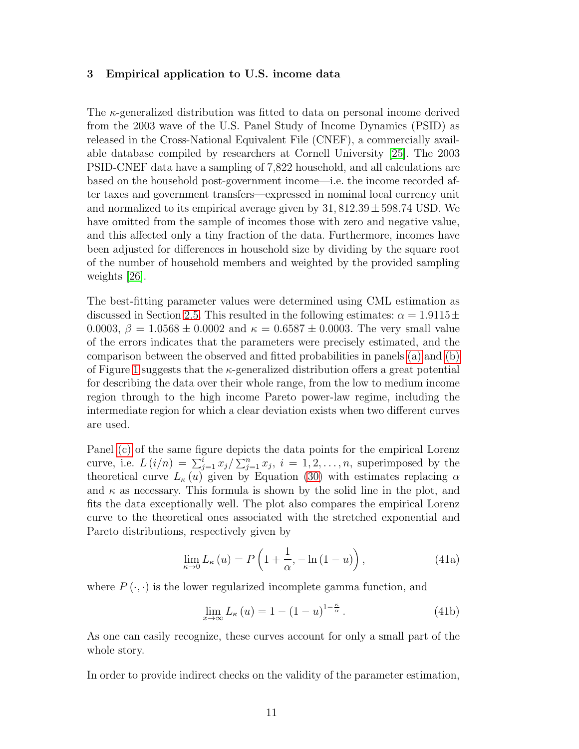## 3 Empirical application to U.S. income data

The $\kappa$-generalized distribution was fitted to data on personal income derived from the 2003 wave of the U.S. Panel Study of Income Dynamics (PSID) as released in the Cross-National Equivalent File (CNEF), a commercially available database compiled by researchers at Cornell University [25]. The 2003 PSID-CNEF data have a sampling of 7,822 household, and all calculations are based on the household post-government income—i.e. the income recorded after taxes and government transfers—expressed in nominal local currency unit and normalized to its empirical average given by $31,812.39 \pm 598.74$ USD. We have omitted from the sample of incomes those with zero and negative value, and this affected only a tiny fraction of the data. Furthermore, incomes have been adjusted for differences in household size by dividing by the square root of the number of household members and weighted by the provided sampling weights [26].

The best-fitting parameter values were determined using CML estimation as discussed in Section 2.5. This resulted in the following estimates: $\alpha = 1.9115 \pm 0.0003$, $\beta = 1.0568 \pm 0.0002$ and $\kappa = 0.6587 \pm 0.0003$. The very small value of the errors indicates that the parameters were precisely estimated, and the comparison between the observed and fitted probabilities in panels (a) and (b) of Figure 1 suggests that the $\kappa$-generalized distribution offers a great potential for describing the data over their whole range, from the low to medium income region through to the high income Pareto power-law regime, including the intermediate region for which a clear deviation exists when two different curves are used.

Panel (c) of the same figure depicts the data points for the empirical Lorenz curve, i.e. $L(i/n) = \sum_{j=1}^{i} x_j / \sum_{j=1}^{n} x_j$, $i = 1, 2, \ldots, n$, superimposed by the theoretical curve $L_\kappa(u)$ given by Equation (30) with estimates replacing $\alpha$ and $\kappa$ as necessary. This formula is shown by the solid line in the plot, and fits the data exceptionally well. The plot also compares the empirical Lorenz curve to the theoretical ones associated with the stretched exponential and Pareto distributions, respectively given by

$$\lim_{\kappa \to 0} L_\kappa(u) = P\left(1 + \frac{1}{\alpha}, -\ln(1-u)\right), \tag{41a}$$

where $P(\cdot, \cdot)$ is the lower regularized incomplete gamma function, and

$$\lim_{x \to \infty} L_\kappa(u) = 1 - (1-u)^{1-\frac{\kappa}{\alpha}}. \tag{41b}$$

As one can easily recognize, these curves account for only a small part of the whole story.

In order to provide indirect checks on the validity of the parameter estimation,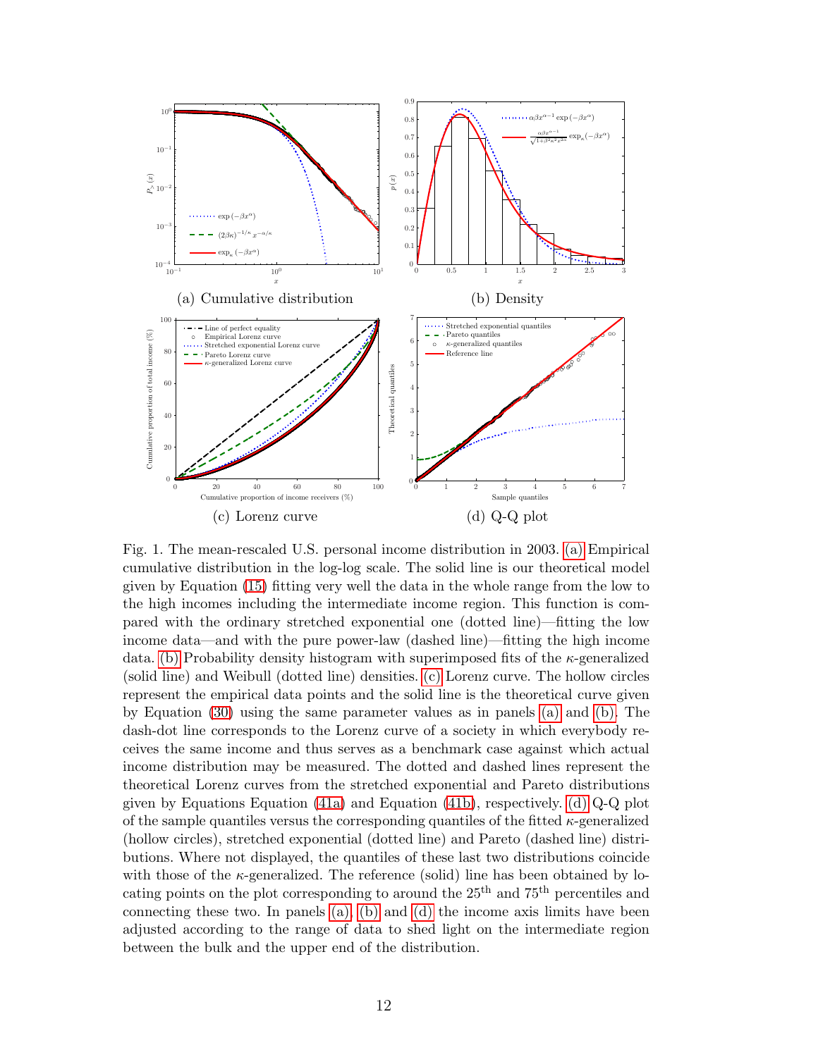(a) Cumulative distribution

$P_>(x)$

$x$

$10^0$
$10^{-1}$
$10^{-2}$
$10^{-3}$
$10^{-4}$
$10^{-1}$
$10^0$
$10^1$

$\exp(-\beta x^\alpha)$
$(2\beta\kappa)^{-1/\kappa} x^{-\alpha/\kappa}$
$\exp_\kappa(-\beta x^\alpha)$

(b) Density

$p(x)$

$x$

0
0.1
0.2
0.3
0.4
0.5
0.6
0.7
0.8
0.9
0
0.5
1
1.5
2
2.5
3

$\alpha\beta x^{\alpha-1}\exp(-\beta x^\alpha)$
$\frac{\alpha\beta x^{\alpha-1}}{\sqrt{1+\beta^2\kappa^2 x^{2\alpha}}}\exp_\kappa(-\beta x^\alpha)$

(c) Lorenz curve

Cumulative proportion of total income (%)

Cumulative proportion of income receivers (%)

0
20
40
60
80
100
0
20
40
60
80
100

Line of perfect equality
Empirical Lorenz curve
Stretched exponential Lorenz curve
Pareto Lorenz curve
$\kappa$-generalized Lorenz curve

(d) Q-Q plot

Theoretical quantiles

Sample quantiles

0
1
2
3
4
5
6
7
0
1
2
3
4
5
6
7

Stretched exponential quantiles
Pareto quantiles
$\kappa$-generalized quantiles
Reference line

Fig. 1. The mean-rescaled U.S. personal income distribution in 2003. (a) Empirical cumulative distribution in the log-log scale. The solid line is our theoretical model given by Equation (15) fitting very well the data in the whole range from the low to the high incomes including the intermediate income region. This function is compared with the ordinary stretched exponential one (dotted line)—fitting the low income data—and with the pure power-law (dashed line)—fitting the high income data. (b) Probability density histogram with superimposed fits of the $\kappa$-generalized (solid line) and Weibull (dotted line) densities. (c) Lorenz curve. The hollow circles represent the empirical data points and the solid line is the theoretical curve given by Equation (30) using the same parameter values as in panels (a) and (b). The dash-dot line corresponds to the Lorenz curve of a society in which everybody receives the same income and thus serves as a benchmark case against which actual income distribution may be measured. The dotted and dashed lines represent the theoretical Lorenz curves from the stretched exponential and Pareto distributions given by Equations Equation (41a) and Equation (41b), respectively. (d) Q-Q plot of the sample quantiles versus the corresponding quantiles of the fitted $\kappa$-generalized (hollow circles), stretched exponential (dotted line) and Pareto (dashed line) distributions. Where not displayed, the quantiles of these last two distributions coincide with those of the $\kappa$-generalized. The reference (solid) line has been obtained by locating points on the plot corresponding to around the $25^{\text{th}}$ and $75^{\text{th}}$ percentiles and connecting these two. In panels (a), (b) and (d) the income axis limits have been adjusted according to the range of data to shed light on the intermediate region between the bulk and the upper end of the distribution.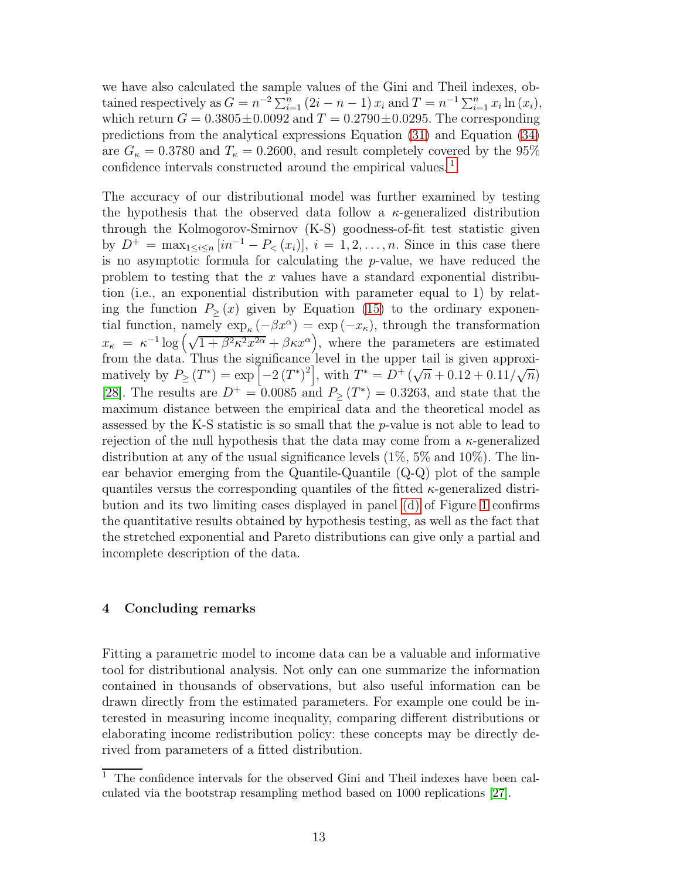we have also calculated the sample values of the Gini and Theil indexes, obtained respectively as $G = n^{-2} \sum_{i=1}^{n} (2i - n - 1) x_i$ and $T = n^{-1} \sum_{i=1}^{n} x_i \ln(x_i)$, which return $G = 0.3805 \pm 0.0092$ and $T = 0.2790 \pm 0.0295$. The corresponding predictions from the analytical expressions Equation (31) and Equation (34) are $G_\kappa = 0.3780$ and $T_\kappa = 0.2600$, and result completely covered by the 95% confidence intervals constructed around the empirical values.[1]

The accuracy of our distributional model was further examined by testing the hypothesis that the observed data follow a $\kappa$-generalized distribution through the Kolmogorov-Smirnov (K-S) goodness-of-fit test statistic given by $D^+ = \max_{1 \leq i \leq n} [in^{-1} - P_< (x_i)]$, $i = 1, 2, \ldots, n$. Since in this case there is no asymptotic formula for calculating the $p$-value, we have reduced the problem to testing that the $x$ values have a standard exponential distribution (i.e., an exponential distribution with parameter equal to 1) by relating the function $P_\geq (x)$ given by Equation (15) to the ordinary exponential function, namely $\exp_\kappa (-\beta x^\alpha) = \exp(-x_\kappa)$, through the transformation $x_\kappa = \kappa^{-1} \log\left(\sqrt{1 + \beta^2 \kappa^2 x^{2\alpha}} + \beta \kappa x^\alpha\right)$, where the parameters are estimated from the data. Thus the significance level in the upper tail is given approximatively by $P_\geq (T^*) = \exp\left[-2 (T^*)^2\right]$, with $T^* = D^+ (\sqrt{n} + 0.12 + 0.11/\sqrt{n})$ [28]. The results are $D^+ = 0.0085$ and $P_\geq (T^*) = 0.3263$, and state that the maximum distance between the empirical data and the theoretical model as assessed by the K-S statistic is so small that the $p$-value is not able to lead to rejection of the null hypothesis that the data may come from a $\kappa$-generalized distribution at any of the usual significance levels (1%, 5% and 10%). The linear behavior emerging from the Quantile-Quantile (Q-Q) plot of the sample quantiles versus the corresponding quantiles of the fitted $\kappa$-generalized distribution and its two limiting cases displayed in panel (d) of Figure 1 confirms the quantitative results obtained by hypothesis testing, as well as the fact that the stretched exponential and Pareto distributions can give only a partial and incomplete description of the data.

## 4 Concluding remarks

Fitting a parametric model to income data can be a valuable and informative tool for distributional analysis. Not only can one summarize the information contained in thousands of observations, but also useful information can be drawn directly from the estimated parameters. For example one could be interested in measuring income inequality, comparing different distributions or elaborating income redistribution policy: these concepts may be directly derived from parameters of a fitted distribution.

[1] The confidence intervals for the observed Gini and Theil indexes have been calculated via the bootstrap resampling method based on 1000 replications [27].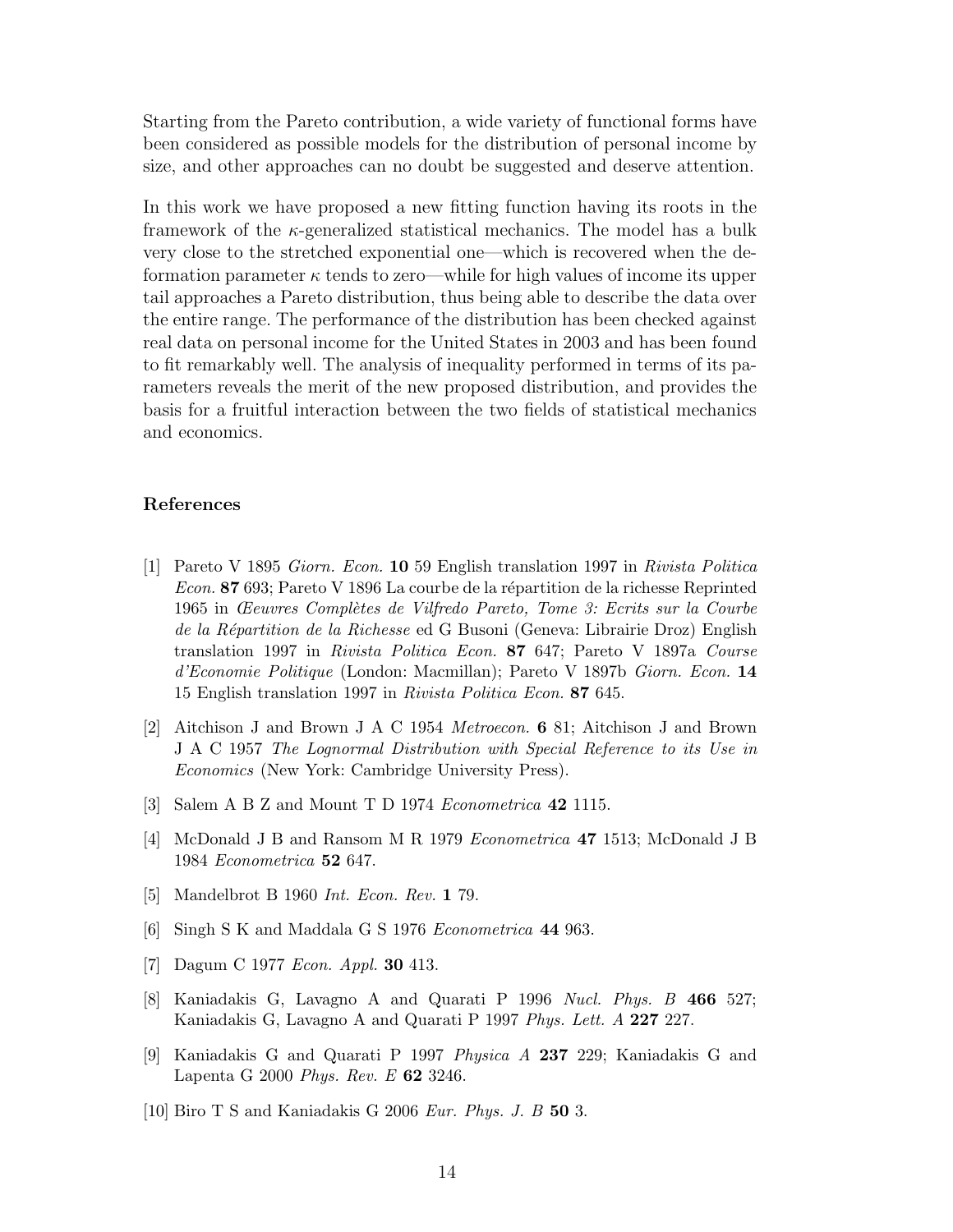Starting from the Pareto contribution, a wide variety of functional forms have been considered as possible models for the distribution of personal income by size, and other approaches can no doubt be suggested and deserve attention.

In this work we have proposed a new fitting function having its roots in the framework of the $\kappa$-generalized statistical mechanics. The model has a bulk very close to the stretched exponential one—which is recovered when the deformation parameter $\kappa$ tends to zero—while for high values of income its upper tail approaches a Pareto distribution, thus being able to describe the data over the entire range. The performance of the distribution has been checked against real data on personal income for the United States in 2003 and has been found to fit remarkably well. The analysis of inequality performed in terms of its parameters reveals the merit of the new proposed distribution, and provides the basis for a fruitful interaction between the two fields of statistical mechanics and economics.

## References

[1] Pareto V 1895 *Giorn. Econ.* **10** 59 English translation 1997 in *Rivista Politica Econ.* **87** 693; Pareto V 1896 La courbe de la répartition de la richesse Reprinted 1965 in *Œeuvres Complètes de Vilfredo Pareto, Tome 3: Ecrits sur la Courbe de la Répartition de la Richesse* ed G Busoni (Geneva: Librairie Droz) English translation 1997 in *Rivista Politica Econ.* **87** 647; Pareto V 1897a *Course d'Economie Politique* (London: Macmillan); Pareto V 1897b *Giorn. Econ.* **14** 15 English translation 1997 in *Rivista Politica Econ.* **87** 645.

[2] Aitchison J and Brown J A C 1954 *Metroecon.* **6** 81; Aitchison J and Brown J A C 1957 *The Lognormal Distribution with Special Reference to its Use in Economics* (New York: Cambridge University Press).

[3] Salem A B Z and Mount T D 1974 *Econometrica* **42** 1115.

[4] McDonald J B and Ransom M R 1979 *Econometrica* **47** 1513; McDonald J B 1984 *Econometrica* **52** 647.

[5] Mandelbrot B 1960 *Int. Econ. Rev.* **1** 79.

[6] Singh S K and Maddala G S 1976 *Econometrica* **44** 963.

[7] Dagum C 1977 *Econ. Appl.* **30** 413.

[8] Kaniadakis G, Lavagno A and Quarati P 1996 *Nucl. Phys. B* **466** 527; Kaniadakis G, Lavagno A and Quarati P 1997 *Phys. Lett. A* **227** 227.

[9] Kaniadakis G and Quarati P 1997 *Physica A* **237** 229; Kaniadakis G and Lapenta G 2000 *Phys. Rev. E* **62** 3246.

[10] Biro T S and Kaniadakis G 2006 *Eur. Phys. J. B* **50** 3.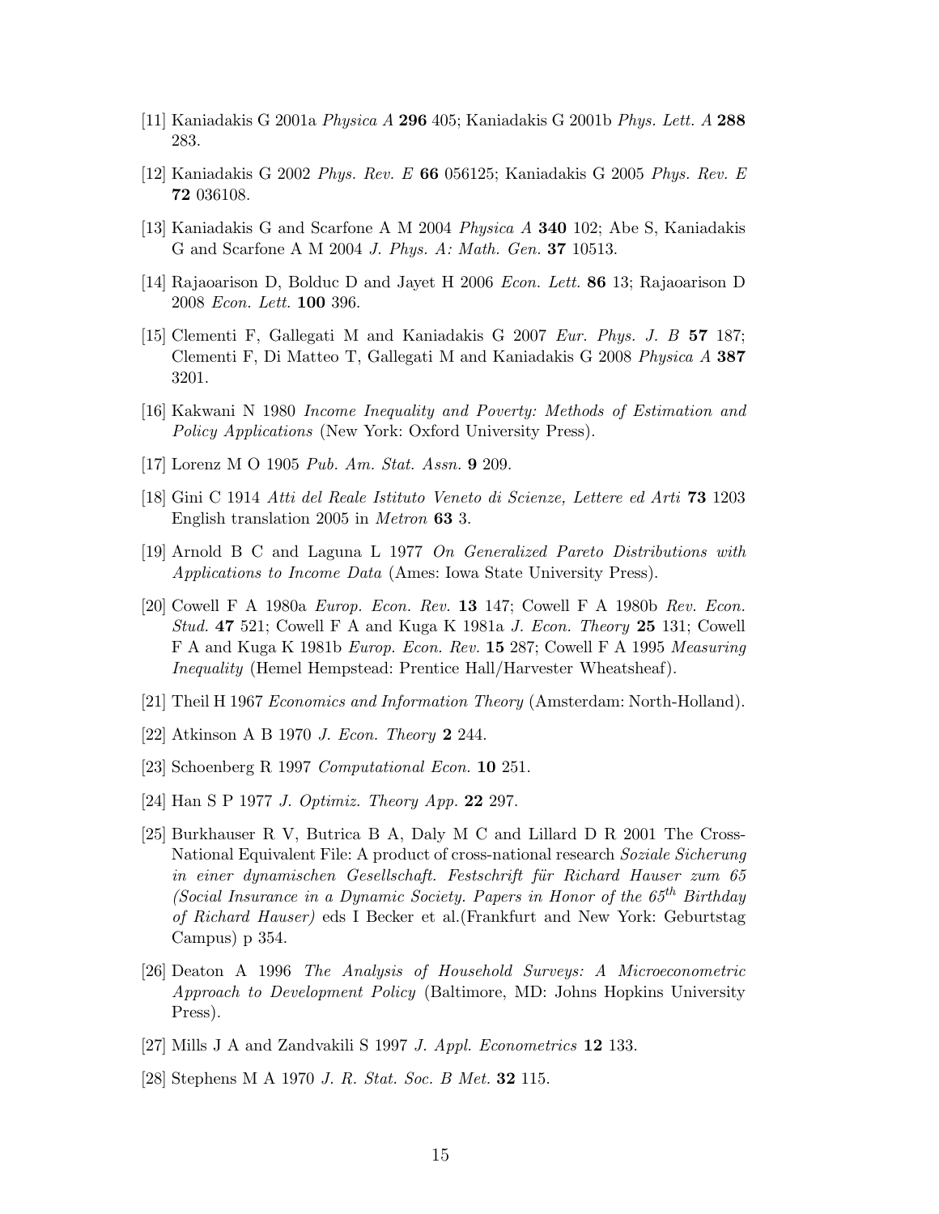[11] Kaniadakis G 2001a *Physica A* **296** 405; Kaniadakis G 2001b *Phys. Lett. A* **288** 283.

[12] Kaniadakis G 2002 *Phys. Rev. E* **66** 056125; Kaniadakis G 2005 *Phys. Rev. E* **72** 036108.

[13] Kaniadakis G and Scarfone A M 2004 *Physica A* **340** 102; Abe S, Kaniadakis G and Scarfone A M 2004 *J. Phys. A: Math. Gen.* **37** 10513.

[14] Rajaoarison D, Bolduc D and Jayet H 2006 *Econ. Lett.* **86** 13; Rajaoarison D 2008 *Econ. Lett.* **100** 396.

[15] Clementi F, Gallegati M and Kaniadakis G 2007 *Eur. Phys. J. B* **57** 187; Clementi F, Di Matteo T, Gallegati M and Kaniadakis G 2008 *Physica A* **387** 3201.

[16] Kakwani N 1980 *Income Inequality and Poverty: Methods of Estimation and Policy Applications* (New York: Oxford University Press).

[17] Lorenz M O 1905 *Pub. Am. Stat. Assn.* **9** 209.

[18] Gini C 1914 *Atti del Reale Istituto Veneto di Scienze, Lettere ed Arti* **73** 1203 English translation 2005 in *Metron* **63** 3.

[19] Arnold B C and Laguna L 1977 *On Generalized Pareto Distributions with Applications to Income Data* (Ames: Iowa State University Press).

[20] Cowell F A 1980a *Europ. Econ. Rev.* **13** 147; Cowell F A 1980b *Rev. Econ. Stud.* **47** 521; Cowell F A and Kuga K 1981a *J. Econ. Theory* **25** 131; Cowell F A and Kuga K 1981b *Europ. Econ. Rev.* **15** 287; Cowell F A 1995 *Measuring Inequality* (Hemel Hempstead: Prentice Hall/Harvester Wheatsheaf).

[21] Theil H 1967 *Economics and Information Theory* (Amsterdam: North-Holland).

[22] Atkinson A B 1970 *J. Econ. Theory* **2** 244.

[23] Schoenberg R 1997 *Computational Econ.* **10** 251.

[24] Han S P 1977 *J. Optimiz. Theory App.* **22** 297.

[25] Burkhauser R V, Butrica B A, Daly M C and Lillard D R 2001 The Cross-National Equivalent File: A product of cross-national research *Soziale Sicherung in einer dynamischen Gesellschaft. Festschrift für Richard Hauser zum 65 (Social Insurance in a Dynamic Society. Papers in Honor of the 65$^{th}$ Birthday of Richard Hauser)* eds I Becker et al.(Frankfurt and New York: Geburtstag Campus) p 354.

[26] Deaton A 1996 *The Analysis of Household Surveys: A Microeconometric Approach to Development Policy* (Baltimore, MD: Johns Hopkins University Press).

[27] Mills J A and Zandvakili S 1997 *J. Appl. Econometrics* **12** 133.

[28] Stephens M A 1970 *J. R. Stat. Soc. B Met.* **32** 115.